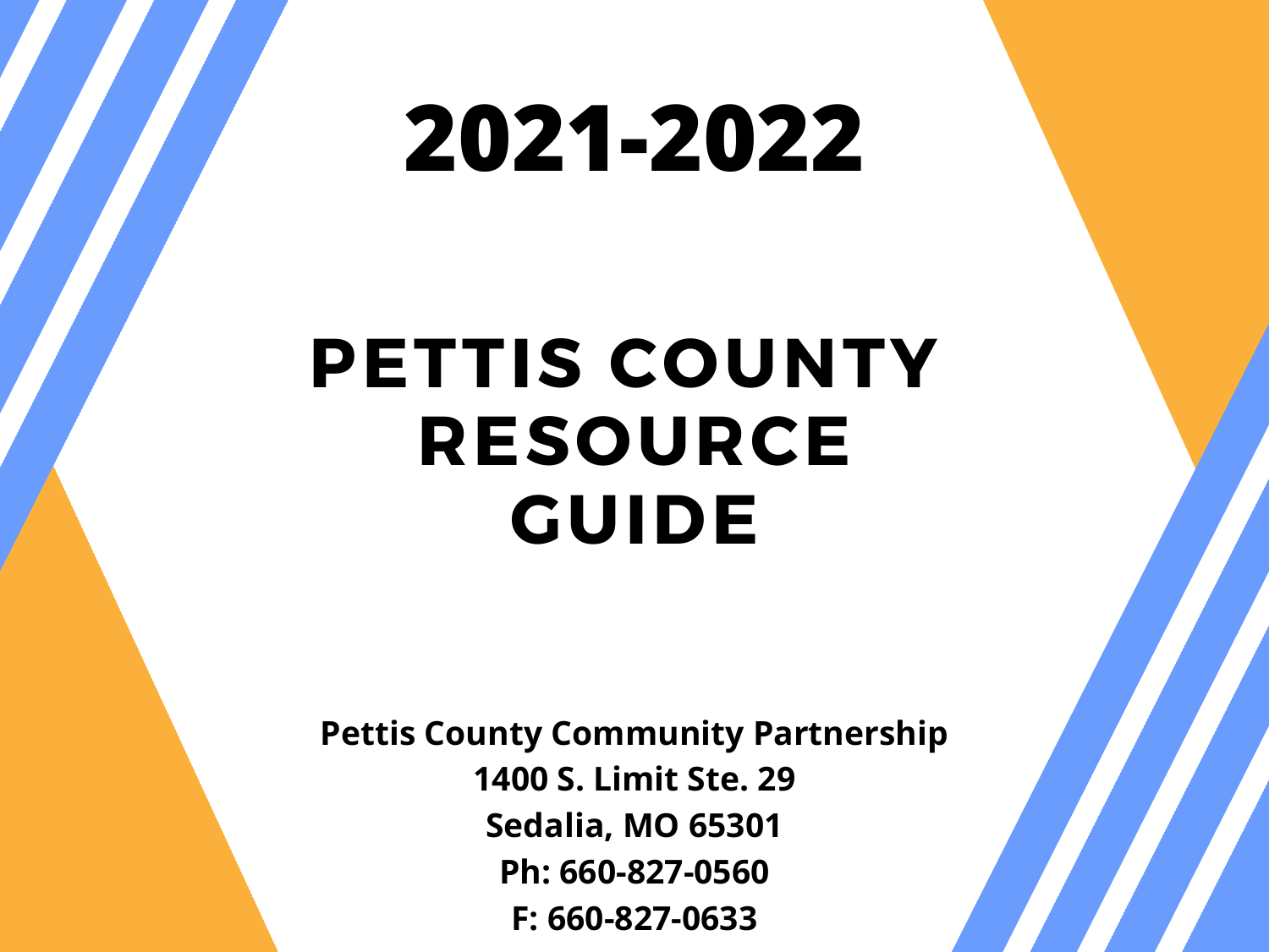# 2021-2022

# PETTIS COUNTY RESOURCE GUIDE

**Pettis County Community Partnership**
**1400 S. Limit Ste. 29**
**Sedalia, MO 65301**
**Ph: 660-827-0560**
**F: 660-827-0633**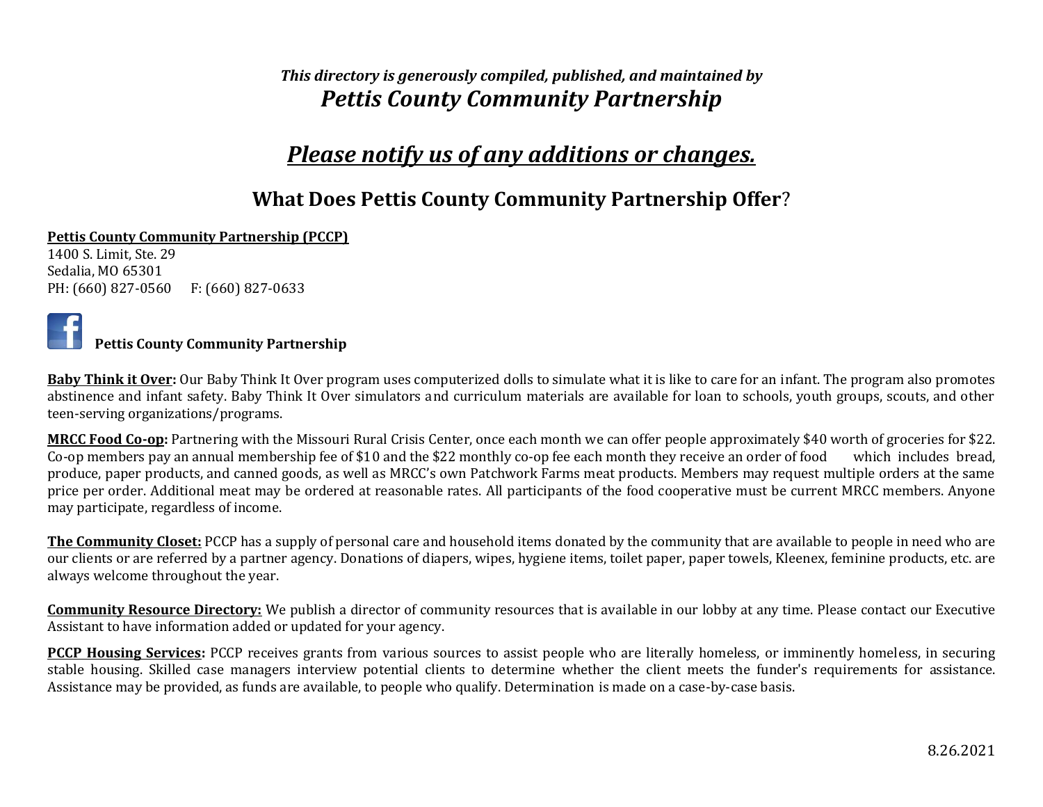*This directory is generously compiled, published, and maintained by*

# *Pettis County Community Partnership*

## *Please notify us of any additions or changes.*

## What Does Pettis County Community Partnership Offer?

**Pettis County Community Partnership (PCCP)**
1400 S. Limit, Ste. 29
Sedalia, MO 65301
PH: (660) 827-0560 F: (660) 827-0633

**Pettis County Community Partnership**

**Baby Think it Over:** Our Baby Think It Over program uses computerized dolls to simulate what it is like to care for an infant. The program also promotes abstinence and infant safety. Baby Think It Over simulators and curriculum materials are available for loan to schools, youth groups, scouts, and other teen-serving organizations/programs.

**MRCC Food Co-op:** Partnering with the Missouri Rural Crisis Center, once each month we can offer people approximately $40 worth of groceries for $22. Co-op members pay an annual membership fee of $10 and the $22 monthly co-op fee each month they receive an order of food which includes bread, produce, paper products, and canned goods, as well as MRCC's own Patchwork Farms meat products. Members may request multiple orders at the same price per order. Additional meat may be ordered at reasonable rates. All participants of the food cooperative must be current MRCC members. Anyone may participate, regardless of income.

**The Community Closet:** PCCP has a supply of personal care and household items donated by the community that are available to people in need who are our clients or are referred by a partner agency. Donations of diapers, wipes, hygiene items, toilet paper, paper towels, Kleenex, feminine products, etc. are always welcome throughout the year.

**Community Resource Directory:** We publish a director of community resources that is available in our lobby at any time. Please contact our Executive Assistant to have information added or updated for your agency.

**PCCP Housing Services:** PCCP receives grants from various sources to assist people who are literally homeless, or imminently homeless, in securing stable housing. Skilled case managers interview potential clients to determine whether the client meets the funder's requirements for assistance. Assistance may be provided, as funds are available, to people who qualify. Determination is made on a case-by-case basis.

8.26.2021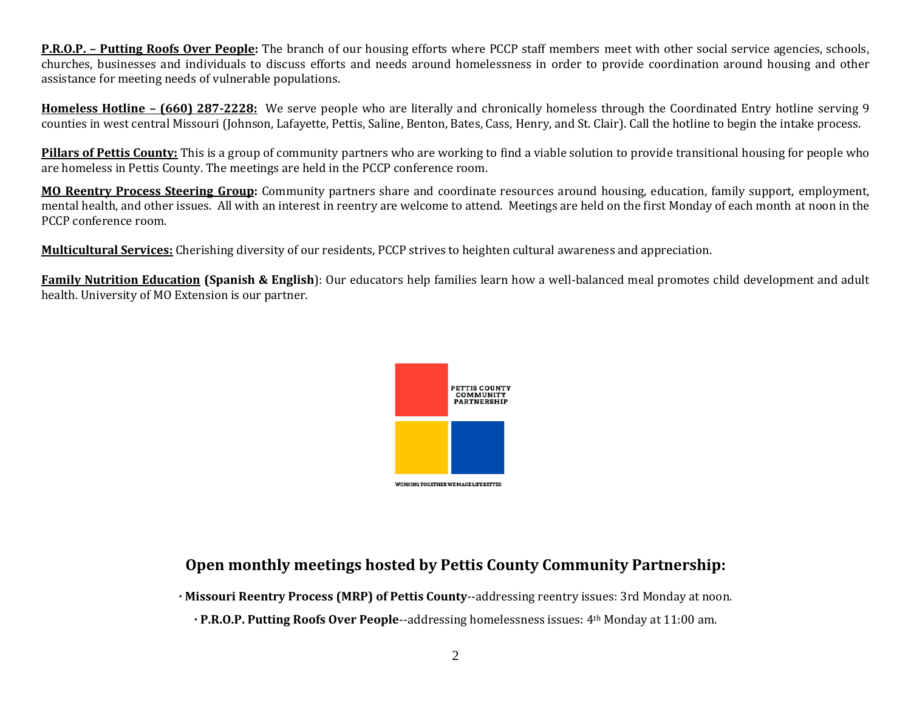**P.R.O.P. – Putting Roofs Over People:** The branch of our housing efforts where PCCP staff members meet with other social service agencies, schools, churches, businesses and individuals to discuss efforts and needs around homelessness in order to provide coordination around housing and other assistance for meeting needs of vulnerable populations.

**Homeless Hotline – (660) 287-2228:** We serve people who are literally and chronically homeless through the Coordinated Entry hotline serving 9 counties in west central Missouri (Johnson, Lafayette, Pettis, Saline, Benton, Bates, Cass, Henry, and St. Clair). Call the hotline to begin the intake process.

**Pillars of Pettis County:** This is a group of community partners who are working to find a viable solution to provide transitional housing for people who are homeless in Pettis County. The meetings are held in the PCCP conference room.

**MO Reentry Process Steering Group:** Community partners share and coordinate resources around housing, education, family support, employment, mental health, and other issues. All with an interest in reentry are welcome to attend. Meetings are held on the first Monday of each month at noon in the PCCP conference room.

**Multicultural Services:** Cherishing diversity of our residents, PCCP strives to heighten cultural awareness and appreciation.

**Family Nutrition Education (Spanish & English)**: Our educators help families learn how a well-balanced meal promotes child development and adult health. University of MO Extension is our partner.

PETTIS COUNTY COMMUNITY PARTNERSHIP

WORKING TOGETHER WE MAKE LIFE BETTER

## Open monthly meetings hosted by Pettis County Community Partnership:

- **Missouri Reentry Process (MRP) of Pettis County**--addressing reentry issues: 3rd Monday at noon.
- **P.R.O.P. Putting Roofs Over People**--addressing homelessness issues: 4th Monday at 11:00 am.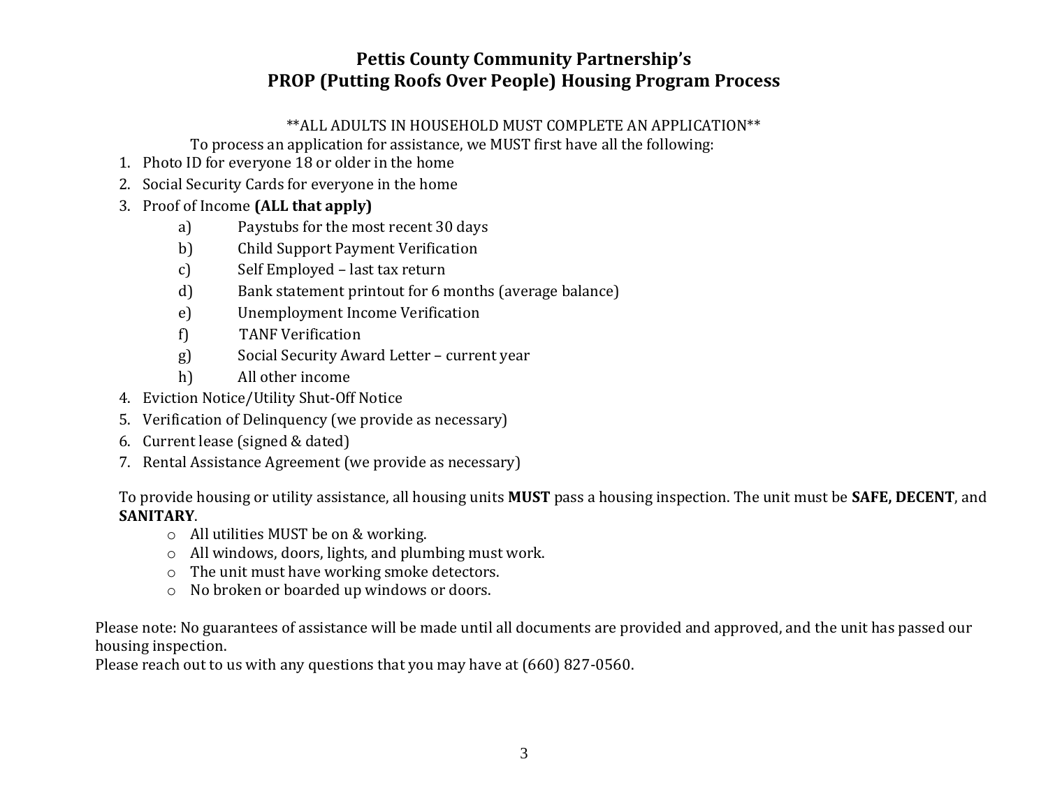# Pettis County Community Partnership's
# PROP (Putting Roofs Over People) Housing Program Process

**ALL ADULTS IN HOUSEHOLD MUST COMPLETE AN APPLICATION**

To process an application for assistance, we MUST first have all the following:

1. Photo ID for everyone 18 or older in the home
2. Social Security Cards for everyone in the home
3. Proof of Income **(ALL that apply)**
   a) Paystubs for the most recent 30 days
   b) Child Support Payment Verification
   c) Self Employed – last tax return
   d) Bank statement printout for 6 months (average balance)
   e) Unemployment Income Verification
   f) TANF Verification
   g) Social Security Award Letter – current year
   h) All other income
4. Eviction Notice/Utility Shut-Off Notice
5. Verification of Delinquency (we provide as necessary)
6. Current lease (signed & dated)
7. Rental Assistance Agreement (we provide as necessary)

To provide housing or utility assistance, all housing units **MUST** pass a housing inspection. The unit must be **SAFE, DECENT**, and **SANITARY**.

- All utilities MUST be on & working.
- All windows, doors, lights, and plumbing must work.
- The unit must have working smoke detectors.
- No broken or boarded up windows or doors.

Please note: No guarantees of assistance will be made until all documents are provided and approved, and the unit has passed our housing inspection.

Please reach out to us with any questions that you may have at (660) 827-0560.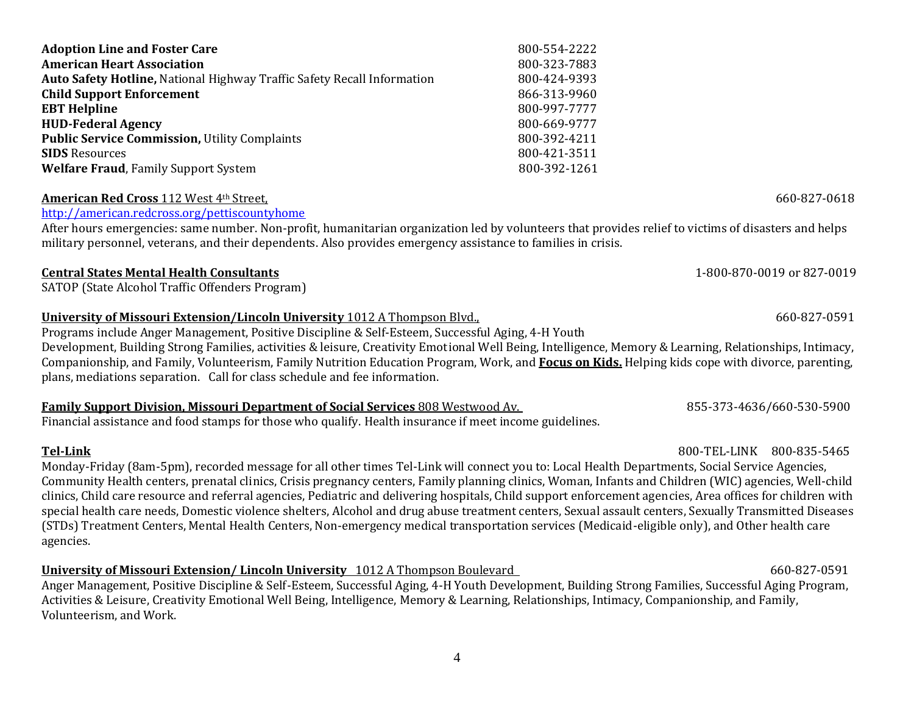**Adoption Line and Foster Care** 800-554-2222
**American Heart Association** 800-323-7883
**Auto Safety Hotline,** National Highway Traffic Safety Recall Information 800-424-9393
**Child Support Enforcement** 866-313-9960
**EBT Helpline** 800-997-7777
**HUD-Federal Agency** 800-669-9777
**Public Service Commission,** Utility Complaints 800-392-4211
**SIDS** Resources 800-421-3511
**Welfare Fraud**, Family Support System 800-392-1261

**American Red Cross** 112 West 4th Street, 660-827-0618
http://american.redcross.org/pettiscountyhome
After hours emergencies: same number. Non-profit, humanitarian organization led by volunteers that provides relief to victims of disasters and helps military personnel, veterans, and their dependents. Also provides emergency assistance to families in crisis.

**Central States Mental Health Consultants** 1-800-870-0019 or 827-0019
SATOP (State Alcohol Traffic Offenders Program)

**University of Missouri Extension/Lincoln University** 1012 A Thompson Blvd., 660-827-0591
Programs include Anger Management, Positive Discipline & Self-Esteem, Successful Aging, 4-H Youth Development, Building Strong Families, activities & leisure, Creativity Emotional Well Being, Intelligence, Memory & Learning, Relationships, Intimacy, Companionship, and Family, Volunteerism, Family Nutrition Education Program, Work, and **Focus on Kids.** Helping kids cope with divorce, parenting, plans, mediations separation. Call for class schedule and fee information.

**Family Support Division, Missouri Department of Social Services** 808 Westwood Av. 855-373-4636/660-530-5900
Financial assistance and food stamps for those who qualify. Health insurance if meet income guidelines.

**Tel-Link** 800-TEL-LINK 800-835-5465
Monday-Friday (8am-5pm), recorded message for all other times Tel-Link will connect you to: Local Health Departments, Social Service Agencies, Community Health centers, prenatal clinics, Crisis pregnancy centers, Family planning clinics, Woman, Infants and Children (WIC) agencies, Well-child clinics, Child care resource and referral agencies, Pediatric and delivering hospitals, Child support enforcement agencies, Area offices for children with special health care needs, Domestic violence shelters, Alcohol and drug abuse treatment centers, Sexual assault centers, Sexually Transmitted Diseases (STDs) Treatment Centers, Mental Health Centers, Non-emergency medical transportation services (Medicaid-eligible only), and Other health care agencies.

**University of Missouri Extension/ Lincoln University** 1012 A Thompson Boulevard 660-827-0591
Anger Management, Positive Discipline & Self-Esteem, Successful Aging, 4-H Youth Development, Building Strong Families, Successful Aging Program, Activities & Leisure, Creativity Emotional Well Being, Intelligence, Memory & Learning, Relationships, Intimacy, Companionship, and Family, Volunteerism, and Work.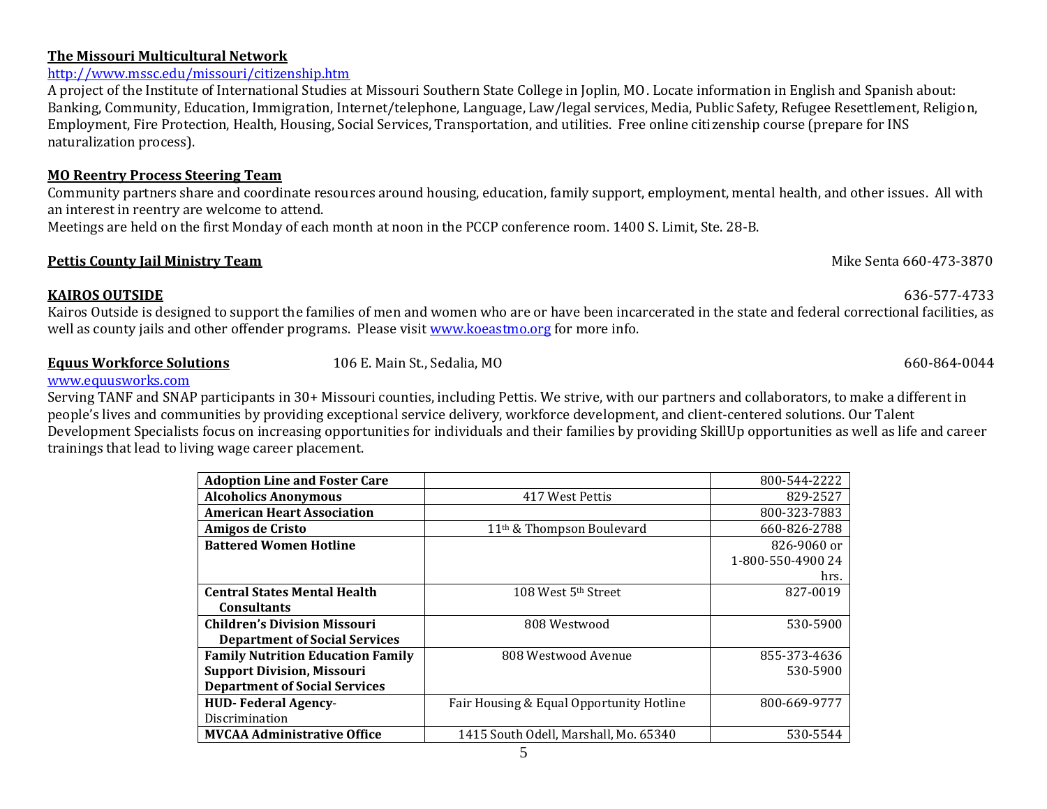**The Missouri Multicultural Network**

http://www.mssc.edu/missouri/citizenship.htm

A project of the Institute of International Studies at Missouri Southern State College in Joplin, MO. Locate information in English and Spanish about: Banking, Community, Education, Immigration, Internet/telephone, Language, Law/legal services, Media, Public Safety, Refugee Resettlement, Religion, Employment, Fire Protection, Health, Housing, Social Services, Transportation, and utilities. Free online citizenship course (prepare for INS naturalization process).

**MO Reentry Process Steering Team**

Community partners share and coordinate resources around housing, education, family support, employment, mental health, and other issues. All with an interest in reentry are welcome to attend.

Meetings are held on the first Monday of each month at noon in the PCCP conference room. 1400 S. Limit, Ste. 28-B.

**Pettis County Jail Ministry Team** Mike Senta 660-473-3870

**KAIROS OUTSIDE** 636-577-4733

Kairos Outside is designed to support the families of men and women who are or have been incarcerated in the state and federal correctional facilities, as well as county jails and other offender programs. Please visit www.koeastmo.org for more info.

**Equus Workforce Solutions** 106 E. Main St., Sedalia, MO 660-864-0044

www.equusworks.com

Serving TANF and SNAP participants in 30+ Missouri counties, including Pettis. We strive, with our partners and collaborators, to make a different in people's lives and communities by providing exceptional service delivery, workforce development, and client-centered solutions. Our Talent Development Specialists focus on increasing opportunities for individuals and their families by providing SkillUp opportunities as well as life and career trainings that lead to living wage career placement.

| | | |
|---|---|---|
| **Adoption Line and Foster Care** | | 800-544-2222 |
| **Alcoholics Anonymous** | 417 West Pettis | 829-2527 |
| **American Heart Association** | | 800-323-7883 |
| **Amigos de Cristo** | 11th & Thompson Boulevard | 660-826-2788 |
| **Battered Women Hotline** | | 826-9060 or 1-800-550-4900 24 hrs. |
| **Central States Mental Health Consultants** | 108 West 5th Street | 827-0019 |
| **Children's Division Missouri Department of Social Services** | 808 Westwood | 530-5900 |
| **Family Nutrition Education Family Support Division, Missouri Department of Social Services** | 808 Westwood Avenue | 855-373-4636 530-5900 |
| **HUD- Federal Agency**- Discrimination | Fair Housing & Equal Opportunity Hotline | 800-669-9777 |
| **MVCAA Administrative Office** | 1415 South Odell, Marshall, Mo. 65340 | 530-5544 |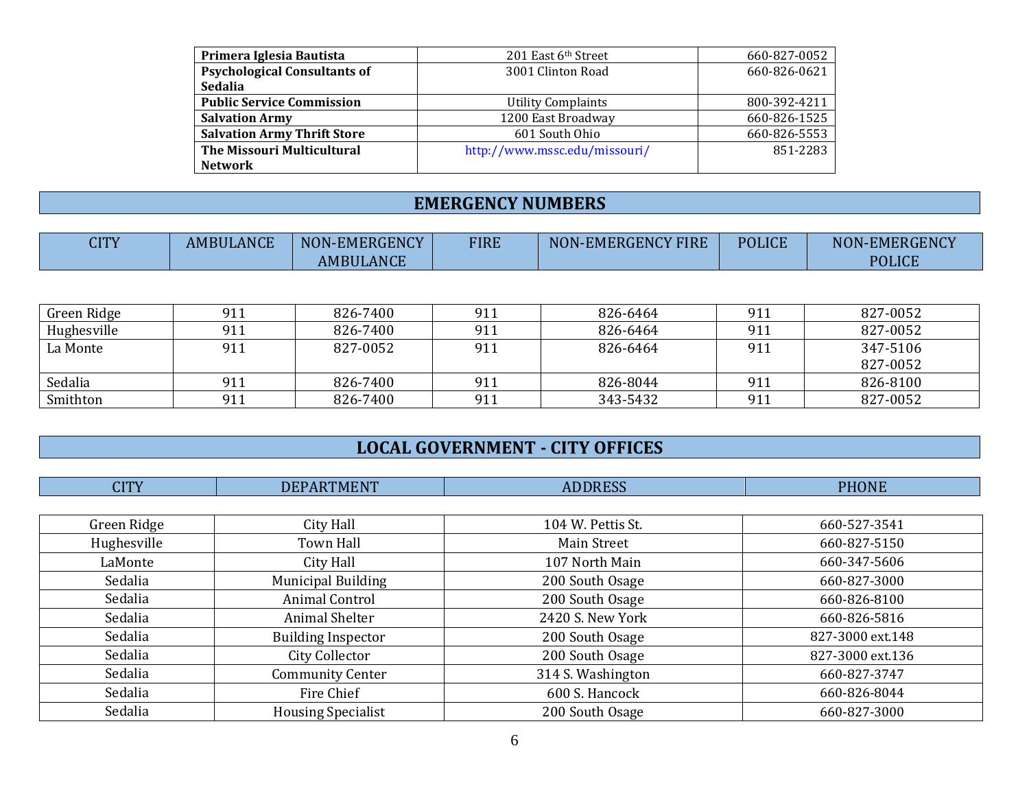| | | |
|---|---|---|
| **Primera Iglesia Bautista** | 201 East 6th Street | 660-827-0052 |
| **Psychological Consultants of Sedalia** | 3001 Clinton Road | 660-826-0621 |
| **Public Service Commission** | Utility Complaints | 800-392-4211 |
| **Salvation Army** | 1200 East Broadway | 660-826-1525 |
| **Salvation Army Thrift Store** | 601 South Ohio | 660-826-5553 |
| **The Missouri Multicultural Network** | http://www.mssc.edu/missouri/ | 851-2283 |

## EMERGENCY NUMBERS

| CITY | AMBULANCE | NON-EMERGENCY AMBULANCE | FIRE | NON-EMERGENCY FIRE | POLICE | NON-EMERGENCY POLICE |
|---|---|---|---|---|---|---|
| Green Ridge | 911 | 826-7400 | 911 | 826-6464 | 911 | 827-0052 |
| Hughesville | 911 | 826-7400 | 911 | 826-6464 | 911 | 827-0052 |
| La Monte | 911 | 827-0052 | 911 | 826-6464 | 911 | 347-5106 827-0052 |
| Sedalia | 911 | 826-7400 | 911 | 826-8044 | 911 | 826-8100 |
| Smithton | 911 | 826-7400 | 911 | 343-5432 | 911 | 827-0052 |

## LOCAL GOVERNMENT - CITY OFFICES

| CITY | DEPARTMENT | ADDRESS | PHONE |
|---|---|---|---|
| Green Ridge | City Hall | 104 W. Pettis St. | 660-527-3541 |
| Hughesville | Town Hall | Main Street | 660-827-5150 |
| LaMonte | City Hall | 107 North Main | 660-347-5606 |
| Sedalia | Municipal Building | 200 South Osage | 660-827-3000 |
| Sedalia | Animal Control | 200 South Osage | 660-826-8100 |
| Sedalia | Animal Shelter | 2420 S. New York | 660-826-5816 |
| Sedalia | Building Inspector | 200 South Osage | 827-3000 ext.148 |
| Sedalia | City Collector | 200 South Osage | 827-3000 ext.136 |
| Sedalia | Community Center | 314 S. Washington | 660-827-3747 |
| Sedalia | Fire Chief | 600 S. Hancock | 660-826-8044 |
| Sedalia | Housing Specialist | 200 South Osage | 660-827-3000 |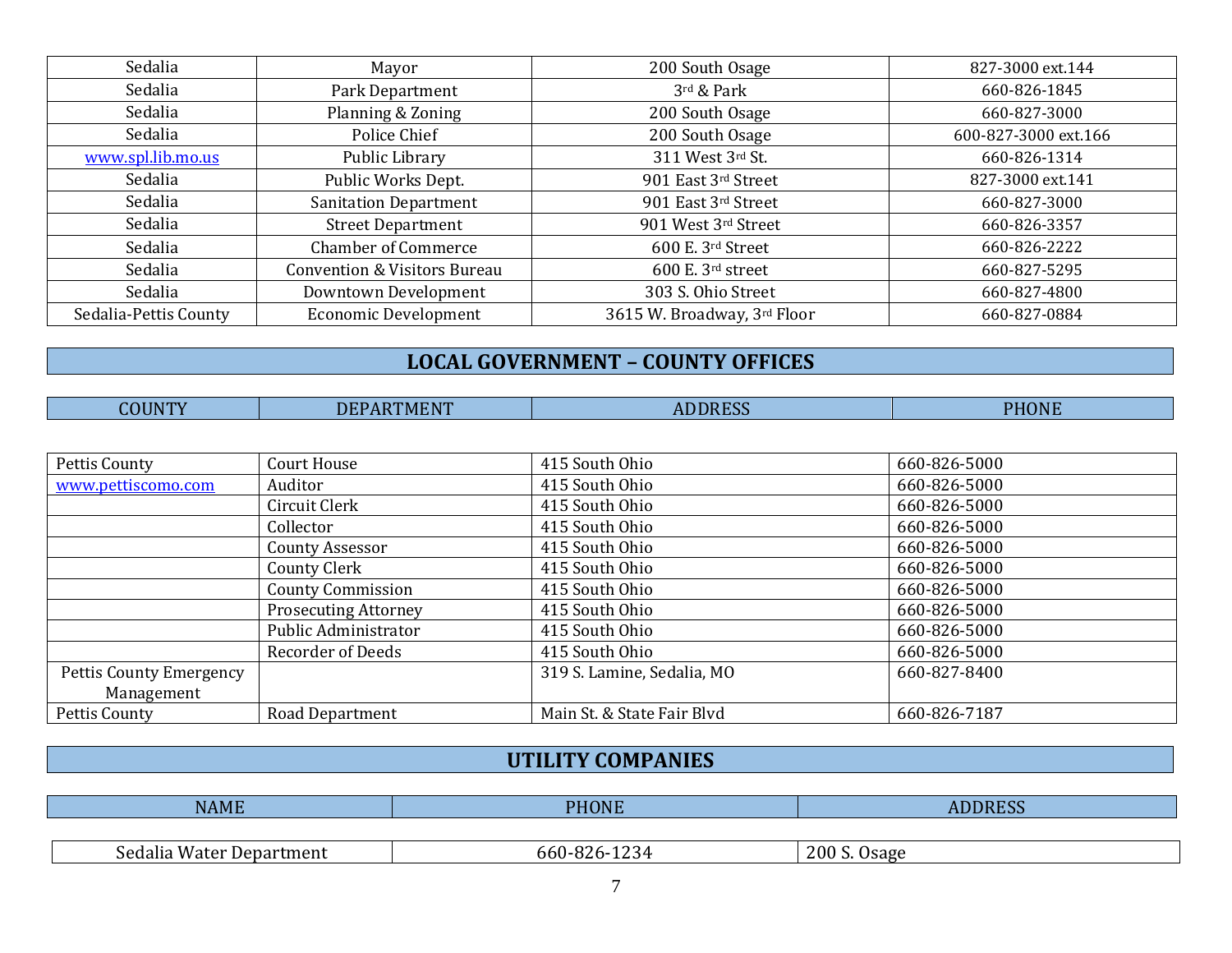| | | | |
|---|---|---|---|
| Sedalia | Mayor | 200 South Osage | 827-3000 ext.144 |
| Sedalia | Park Department | 3rd & Park | 660-826-1845 |
| Sedalia | Planning & Zoning | 200 South Osage | 660-827-3000 |
| Sedalia | Police Chief | 200 South Osage | 600-827-3000 ext.166 |
| www.spl.lib.mo.us | Public Library | 311 West 3rd St. | 660-826-1314 |
| Sedalia | Public Works Dept. | 901 East 3rd Street | 827-3000 ext.141 |
| Sedalia | Sanitation Department | 901 East 3rd Street | 660-827-3000 |
| Sedalia | Street Department | 901 West 3rd Street | 660-826-3357 |
| Sedalia | Chamber of Commerce | 600 E. 3rd Street | 660-826-2222 |
| Sedalia | Convention & Visitors Bureau | 600 E. 3rd street | 660-827-5295 |
| Sedalia | Downtown Development | 303 S. Ohio Street | 660-827-4800 |
| Sedalia-Pettis County | Economic Development | 3615 W. Broadway, 3rd Floor | 660-827-0884 |

## LOCAL GOVERNMENT – COUNTY OFFICES

| COUNTY | DEPARTMENT | ADDRESS | PHONE |
|---|---|---|---|
| Pettis County | Court House | 415 South Ohio | 660-826-5000 |
| www.pettiscomo.com | Auditor | 415 South Ohio | 660-826-5000 |
| | Circuit Clerk | 415 South Ohio | 660-826-5000 |
| | Collector | 415 South Ohio | 660-826-5000 |
| | County Assessor | 415 South Ohio | 660-826-5000 |
| | County Clerk | 415 South Ohio | 660-826-5000 |
| | County Commission | 415 South Ohio | 660-826-5000 |
| | Prosecuting Attorney | 415 South Ohio | 660-826-5000 |
| | Public Administrator | 415 South Ohio | 660-826-5000 |
| | Recorder of Deeds | 415 South Ohio | 660-826-5000 |
| Pettis County Emergency Management | | 319 S. Lamine, Sedalia, MO | 660-827-8400 |
| Pettis County | Road Department | Main St. & State Fair Blvd | 660-826-7187 |

## UTILITY COMPANIES

| NAME | PHONE | ADDRESS |
|---|---|---|
| Sedalia Water Department | 660-826-1234 | 200 S. Osage |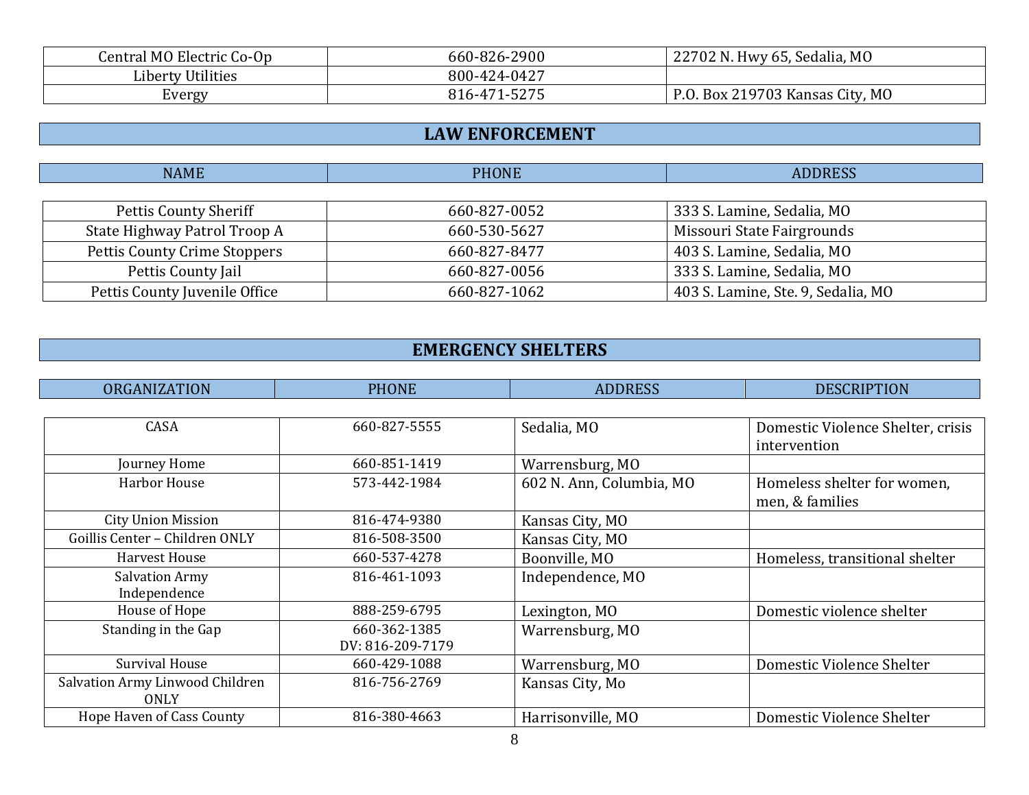| | | |
|---|---|---|
| Central MO Electric Co-Op | 660-826-2900 | 22702 N. Hwy 65, Sedalia, MO |
| Liberty Utilities | 800-424-0427 | |
| Evergy | 816-471-5275 | P.O. Box 219703 Kansas City, MO |

## LAW ENFORCEMENT

| NAME | PHONE | ADDRESS |
|---|---|---|
| Pettis County Sheriff | 660-827-0052 | 333 S. Lamine, Sedalia, MO |
| State Highway Patrol Troop A | 660-530-5627 | Missouri State Fairgrounds |
| Pettis County Crime Stoppers | 660-827-8477 | 403 S. Lamine, Sedalia, MO |
| Pettis County Jail | 660-827-0056 | 333 S. Lamine, Sedalia, MO |
| Pettis County Juvenile Office | 660-827-1062 | 403 S. Lamine, Ste. 9, Sedalia, MO |

## EMERGENCY SHELTERS

| ORGANIZATION | PHONE | ADDRESS | DESCRIPTION |
|---|---|---|---|
| CASA | 660-827-5555 | Sedalia, MO | Domestic Violence Shelter, crisis intervention |
| Journey Home | 660-851-1419 | Warrensburg, MO | |
| Harbor House | 573-442-1984 | 602 N. Ann, Columbia, MO | Homeless shelter for women, men, & families |
| City Union Mission | 816-474-9380 | Kansas City, MO | |
| Goillis Center – Children ONLY | 816-508-3500 | Kansas City, MO | |
| Harvest House | 660-537-4278 | Boonville, MO | Homeless, transitional shelter |
| Salvation Army Independence | 816-461-1093 | Independence, MO | |
| House of Hope | 888-259-6795 | Lexington, MO | Domestic violence shelter |
| Standing in the Gap | 660-362-1385 DV: 816-209-7179 | Warrensburg, MO | |
| Survival House | 660-429-1088 | Warrensburg, MO | Domestic Violence Shelter |
| Salvation Army Linwood Children ONLY | 816-756-2769 | Kansas City, Mo | |
| Hope Haven of Cass County | 816-380-4663 | Harrisonville, MO | Domestic Violence Shelter |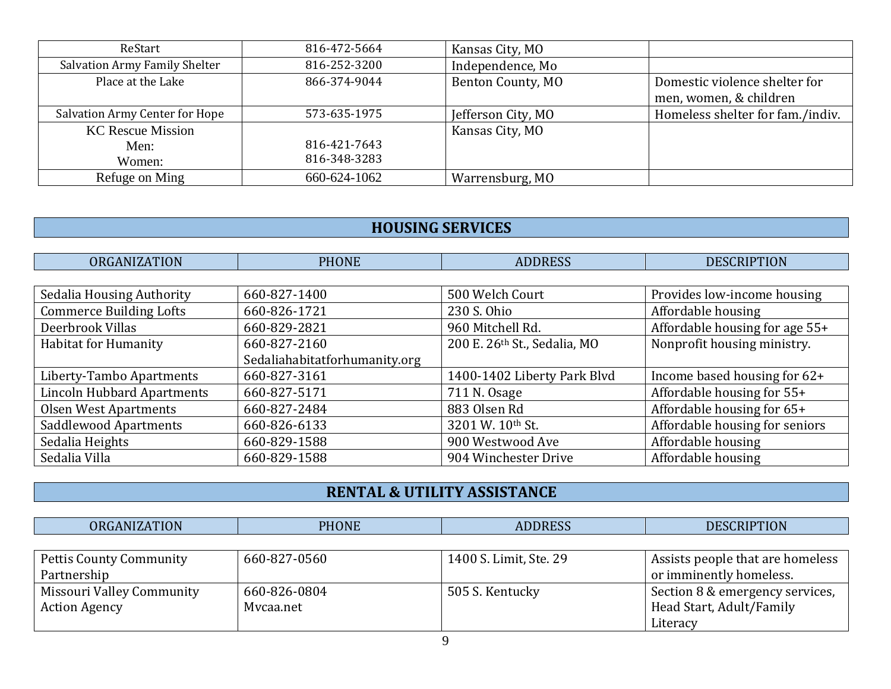| | | | |
|---|---|---|---|
| ReStart | 816-472-5664 | Kansas City, MO | |
| Salvation Army Family Shelter | 816-252-3200 | Independence, Mo | |
| Place at the Lake | 866-374-9044 | Benton County, MO | Domestic violence shelter for men, women, & children |
| Salvation Army Center for Hope | 573-635-1975 | Jefferson City, MO | Homeless shelter for fam./indiv. |
| KC Rescue Mission<br>Men:<br>Women: | <br>816-421-7643<br>816-348-3283 | Kansas City, MO | |
| Refuge on Ming | 660-624-1062 | Warrensburg, MO | |

## HOUSING SERVICES

| ORGANIZATION | PHONE | ADDRESS | DESCRIPTION |
|---|---|---|---|
| Sedalia Housing Authority | 660-827-1400 | 500 Welch Court | Provides low-income housing |
| Commerce Building Lofts | 660-826-1721 | 230 S. Ohio | Affordable housing |
| Deerbrook Villas | 660-829-2821 | 960 Mitchell Rd. | Affordable housing for age 55+ |
| Habitat for Humanity | 660-827-2160<br>Sedaliahabitatforhumanity.org | 200 E. 26th St., Sedalia, MO | Nonprofit housing ministry. |
| Liberty-Tambo Apartments | 660-827-3161 | 1400-1402 Liberty Park Blvd | Income based housing for 62+ |
| Lincoln Hubbard Apartments | 660-827-5171 | 711 N. Osage | Affordable housing for 55+ |
| Olsen West Apartments | 660-827-2484 | 883 Olsen Rd | Affordable housing for 65+ |
| Saddlewood Apartments | 660-826-6133 | 3201 W. 10th St. | Affordable housing for seniors |
| Sedalia Heights | 660-829-1588 | 900 Westwood Ave | Affordable housing |
| Sedalia Villa | 660-829-1588 | 904 Winchester Drive | Affordable housing |

## RENTAL & UTILITY ASSISTANCE

| ORGANIZATION | PHONE | ADDRESS | DESCRIPTION |
|---|---|---|---|
| Pettis County Community Partnership | 660-827-0560 | 1400 S. Limit, Ste. 29 | Assists people that are homeless or imminently homeless. |
| Missouri Valley Community Action Agency | 660-826-0804<br>Mvcaa.net | 505 S. Kentucky | Section 8 & emergency services, Head Start, Adult/Family Literacy |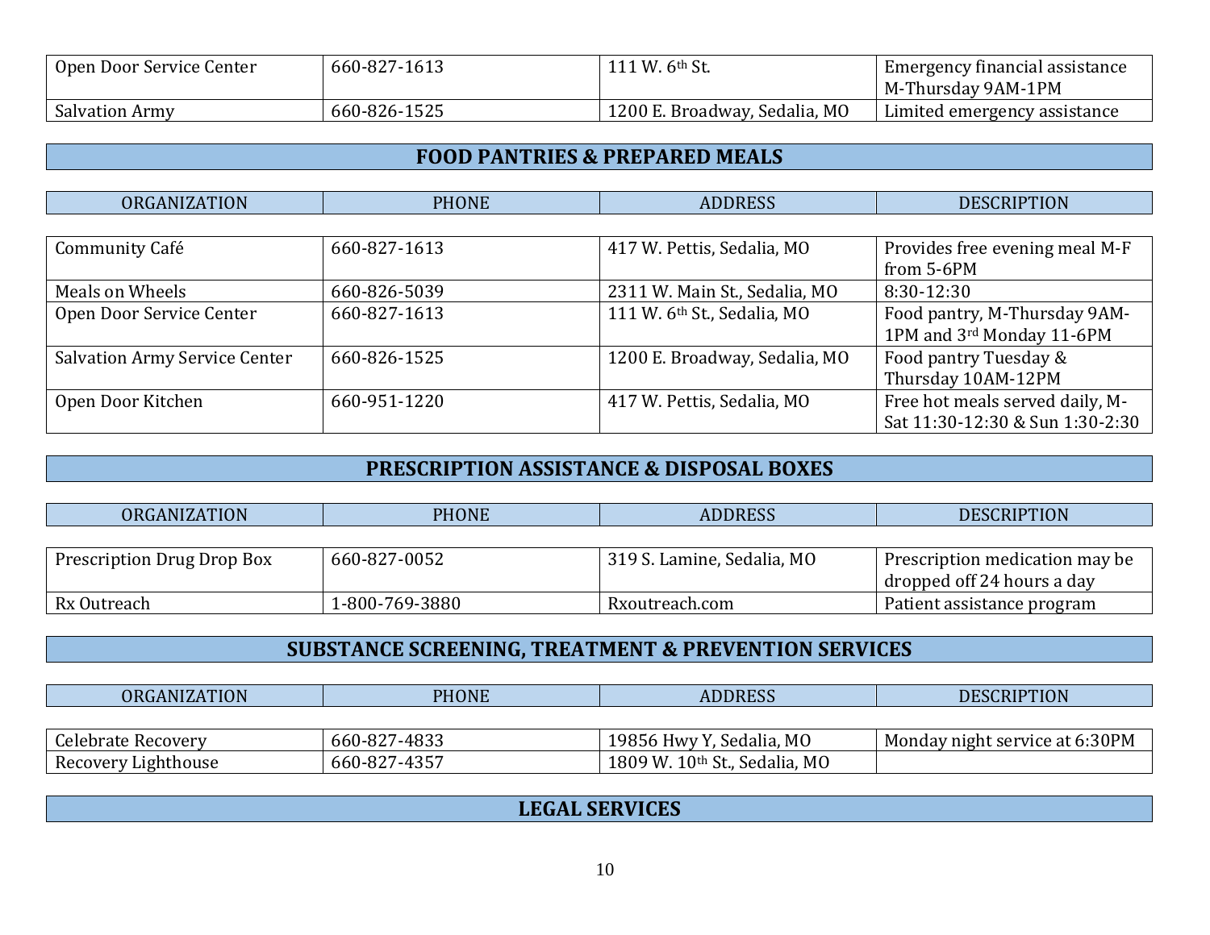| Open Door Service Center | 660-827-1613 | 111 W. 6th St. | Emergency financial assistance M-Thursday 9AM-1PM |
|---|---|---|---|
| Salvation Army | 660-826-1525 | 1200 E. Broadway, Sedalia, MO | Limited emergency assistance |

## FOOD PANTRIES & PREPARED MEALS

| ORGANIZATION | PHONE | ADDRESS | DESCRIPTION |
|---|---|---|---|
| Community Café | 660-827-1613 | 417 W. Pettis, Sedalia, MO | Provides free evening meal M-F from 5-6PM |
| Meals on Wheels | 660-826-5039 | 2311 W. Main St., Sedalia, MO | 8:30-12:30 |
| Open Door Service Center | 660-827-1613 | 111 W. 6th St., Sedalia, MO | Food pantry, M-Thursday 9AM-1PM and 3rd Monday 11-6PM |
| Salvation Army Service Center | 660-826-1525 | 1200 E. Broadway, Sedalia, MO | Food pantry Tuesday & Thursday 10AM-12PM |
| Open Door Kitchen | 660-951-1220 | 417 W. Pettis, Sedalia, MO | Free hot meals served daily, M-Sat 11:30-12:30 & Sun 1:30-2:30 |

## PRESCRIPTION ASSISTANCE & DISPOSAL BOXES

| ORGANIZATION | PHONE | ADDRESS | DESCRIPTION |
|---|---|---|---|
| Prescription Drug Drop Box | 660-827-0052 | 319 S. Lamine, Sedalia, MO | Prescription medication may be dropped off 24 hours a day |
| Rx Outreach | 1-800-769-3880 | Rxoutreach.com | Patient assistance program |

## SUBSTANCE SCREENING, TREATMENT & PREVENTION SERVICES

| ORGANIZATION | PHONE | ADDRESS | DESCRIPTION |
|---|---|---|---|
| Celebrate Recovery | 660-827-4833 | 19856 Hwy Y, Sedalia, MO | Monday night service at 6:30PM |
| Recovery Lighthouse | 660-827-4357 | 1809 W. 10th St., Sedalia, MO | |

## LEGAL SERVICES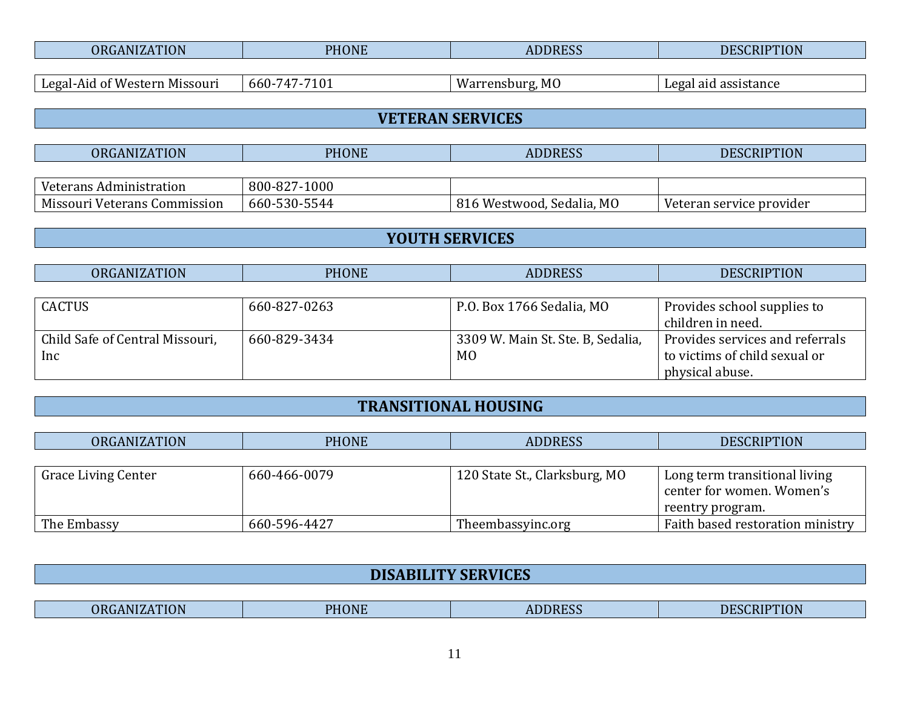| ORGANIZATION | PHONE | ADDRESS | DESCRIPTION |
|---|---|---|---|
| Legal-Aid of Western Missouri | 660-747-7101 | Warrensburg, MO | Legal aid assistance |

## VETERAN SERVICES

| ORGANIZATION | PHONE | ADDRESS | DESCRIPTION |
|---|---|---|---|
| Veterans Administration | 800-827-1000 | | |
| Missouri Veterans Commission | 660-530-5544 | 816 Westwood, Sedalia, MO | Veteran service provider |

## YOUTH SERVICES

| ORGANIZATION | PHONE | ADDRESS | DESCRIPTION |
|---|---|---|---|
| CACTUS | 660-827-0263 | P.O. Box 1766 Sedalia, MO | Provides school supplies to children in need. |
| Child Safe of Central Missouri, Inc | 660-829-3434 | 3309 W. Main St. Ste. B, Sedalia, MO | Provides services and referrals to victims of child sexual or physical abuse. |

## TRANSITIONAL HOUSING

| ORGANIZATION | PHONE | ADDRESS | DESCRIPTION |
|---|---|---|---|
| Grace Living Center | 660-466-0079 | 120 State St., Clarksburg, MO | Long term transitional living center for women. Women's reentry program. |
| The Embassy | 660-596-4427 | Theembassyinc.org | Faith based restoration ministry |

## DISABILITY SERVICES

| ORGANIZATION | PHONE | ADDRESS | DESCRIPTION |
|---|---|---|---|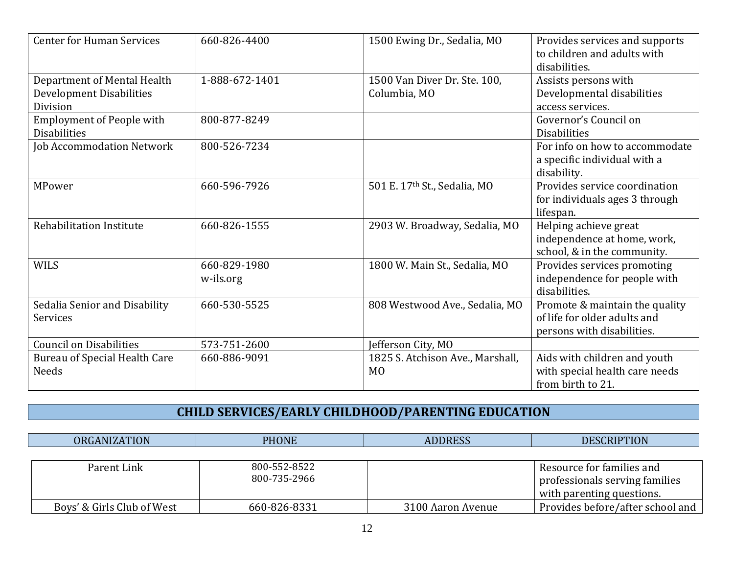| | | | |
|---|---|---|---|
| Center for Human Services | 660-826-4400 | 1500 Ewing Dr., Sedalia, MO | Provides services and supports to children and adults with disabilities. |
| Department of Mental Health Development Disabilities Division | 1-888-672-1401 | 1500 Van Diver Dr. Ste. 100, Columbia, MO | Assists persons with Developmental disabilities access services. |
| Employment of People with Disabilities | 800-877-8249 | | Governor's Council on Disabilities |
| Job Accommodation Network | 800-526-7234 | | For info on how to accommodate a specific individual with a disability. |
| MPower | 660-596-7926 | 501 E. 17th St., Sedalia, MO | Provides service coordination for individuals ages 3 through lifespan. |
| Rehabilitation Institute | 660-826-1555 | 2903 W. Broadway, Sedalia, MO | Helping achieve great independence at home, work, school, & in the community. |
| WILS | 660-829-1980 w-ils.org | 1800 W. Main St., Sedalia, MO | Provides services promoting independence for people with disabilities. |
| Sedalia Senior and Disability Services | 660-530-5525 | 808 Westwood Ave., Sedalia, MO | Promote & maintain the quality of life for older adults and persons with disabilities. |
| Council on Disabilities | 573-751-2600 | Jefferson City, MO | |
| Bureau of Special Health Care Needs | 660-886-9091 | 1825 S. Atchison Ave., Marshall, MO | Aids with children and youth with special health care needs from birth to 21. |

## CHILD SERVICES/EARLY CHILDHOOD/PARENTING EDUCATION

| ORGANIZATION | PHONE | ADDRESS | DESCRIPTION |
|---|---|---|---|
| Parent Link | 800-552-8522 800-735-2966 | | Resource for families and professionals serving families with parenting questions. |
| Boys' & Girls Club of West | 660-826-8331 | 3100 Aaron Avenue | Provides before/after school and |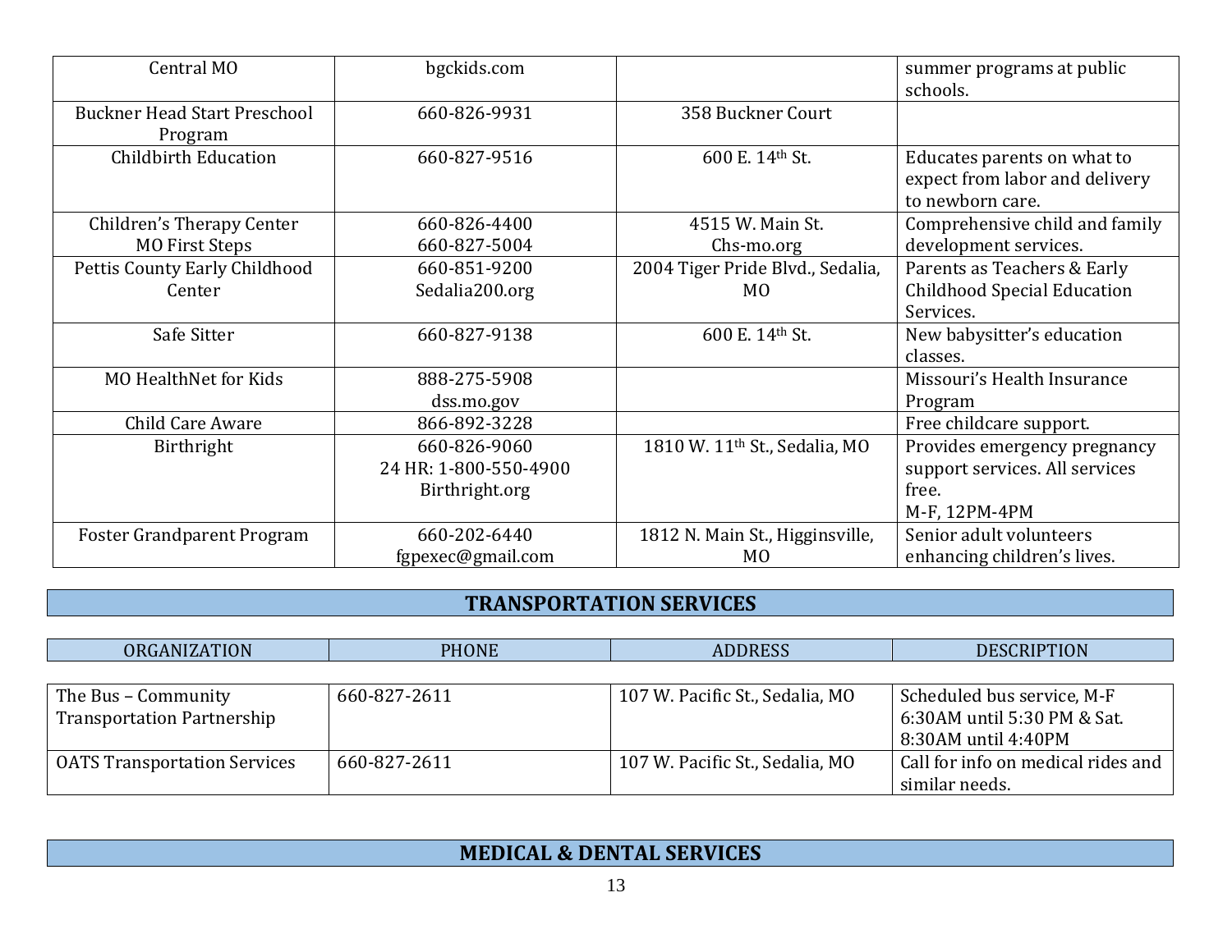| | | | |
|---|---|---|---|
| Central MO | bgckids.com | | summer programs at public schools. |
| Buckner Head Start Preschool Program | 660-826-9931 | 358 Buckner Court | |
| Childbirth Education | 660-827-9516 | 600 E. 14th St. | Educates parents on what to expect from labor and delivery to newborn care. |
| Children's Therapy Center MO First Steps | 660-826-4400 660-827-5004 | 4515 W. Main St. Chs-mo.org | Comprehensive child and family development services. |
| Pettis County Early Childhood Center | 660-851-9200 Sedalia200.org | 2004 Tiger Pride Blvd., Sedalia, MO | Parents as Teachers & Early Childhood Special Education Services. |
| Safe Sitter | 660-827-9138 | 600 E. 14th St. | New babysitter's education classes. |
| MO HealthNet for Kids | 888-275-5908 dss.mo.gov | | Missouri's Health Insurance Program |
| Child Care Aware | 866-892-3228 | | Free childcare support. |
| Birthright | 660-826-9060 24 HR: 1-800-550-4900 Birthright.org | 1810 W. 11th St., Sedalia, MO | Provides emergency pregnancy support services. All services free. M-F, 12PM-4PM |
| Foster Grandparent Program | 660-202-6440 fgpexec@gmail.com | 1812 N. Main St., Higginsville, MO | Senior adult volunteers enhancing children's lives. |

## TRANSPORTATION SERVICES

| ORGANIZATION | PHONE | ADDRESS | DESCRIPTION |
|---|---|---|---|
| The Bus – Community Transportation Partnership | 660-827-2611 | 107 W. Pacific St., Sedalia, MO | Scheduled bus service, M-F 6:30AM until 5:30 PM & Sat. 8:30AM until 4:40PM |
| OATS Transportation Services | 660-827-2611 | 107 W. Pacific St., Sedalia, MO | Call for info on medical rides and similar needs. |

## MEDICAL & DENTAL SERVICES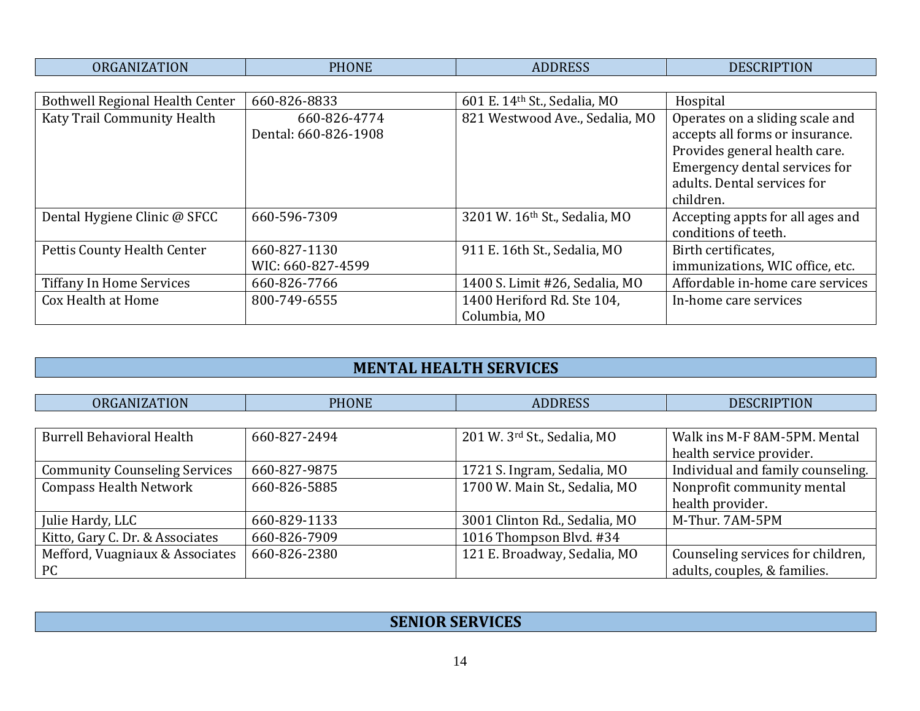| ORGANIZATION | PHONE | ADDRESS | DESCRIPTION |
|---|---|---|---|
| Bothwell Regional Health Center | 660-826-8833 | 601 E. 14th St., Sedalia, MO | Hospital |
| Katy Trail Community Health | 660-826-4774<br>Dental: 660-826-1908 | 821 Westwood Ave., Sedalia, MO | Operates on a sliding scale and accepts all forms or insurance. Provides general health care. Emergency dental services for adults. Dental services for children. |
| Dental Hygiene Clinic @ SFCC | 660-596-7309 | 3201 W. 16th St., Sedalia, MO | Accepting appts for all ages and conditions of teeth. |
| Pettis County Health Center | 660-827-1130<br>WIC: 660-827-4599 | 911 E. 16th St., Sedalia, MO | Birth certificates, immunizations, WIC office, etc. |
| Tiffany In Home Services | 660-826-7766 | 1400 S. Limit #26, Sedalia, MO | Affordable in-home care services |
| Cox Health at Home | 800-749-6555 | 1400 Heriford Rd. Ste 104, Columbia, MO | In-home care services |

## MENTAL HEALTH SERVICES

| ORGANIZATION | PHONE | ADDRESS | DESCRIPTION |
|---|---|---|---|
| Burrell Behavioral Health | 660-827-2494 | 201 W. 3rd St., Sedalia, MO | Walk ins M-F 8AM-5PM. Mental health service provider. |
| Community Counseling Services | 660-827-9875 | 1721 S. Ingram, Sedalia, MO | Individual and family counseling. |
| Compass Health Network | 660-826-5885 | 1700 W. Main St., Sedalia, MO | Nonprofit community mental health provider. |
| Julie Hardy, LLC | 660-829-1133 | 3001 Clinton Rd., Sedalia, MO | M-Thur. 7AM-5PM |
| Kitto, Gary C. Dr. & Associates | 660-826-7909 | 1016 Thompson Blvd. #34 | |
| Mefford, Vuagniaux & Associates PC | 660-826-2380 | 121 E. Broadway, Sedalia, MO | Counseling services for children, adults, couples, & families. |

## SENIOR SERVICES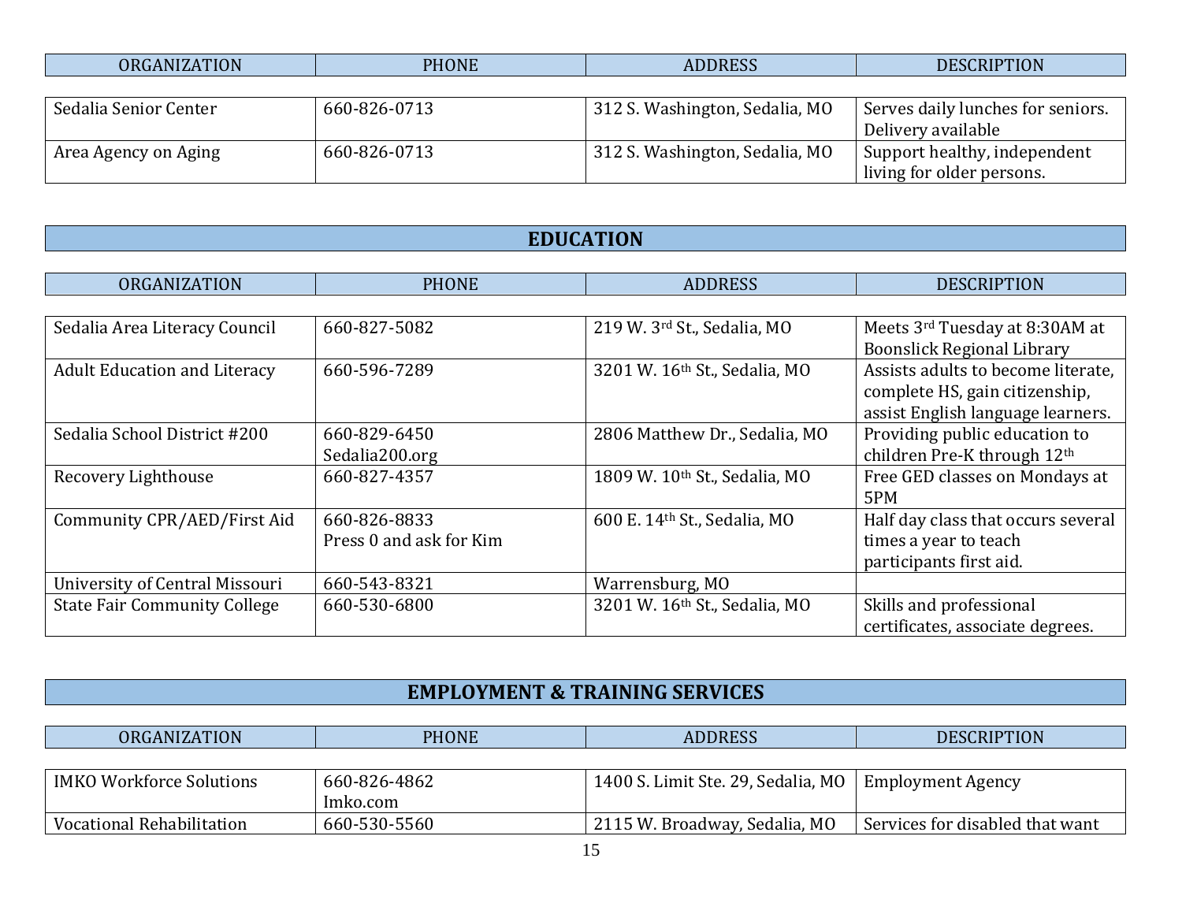| ORGANIZATION | PHONE | ADDRESS | DESCRIPTION |
|---|---|---|---|
| Sedalia Senior Center | 660-826-0713 | 312 S. Washington, Sedalia, MO | Serves daily lunches for seniors. Delivery available |
| Area Agency on Aging | 660-826-0713 | 312 S. Washington, Sedalia, MO | Support healthy, independent living for older persons. |

## EDUCATION

| ORGANIZATION | PHONE | ADDRESS | DESCRIPTION |
|---|---|---|---|
| Sedalia Area Literacy Council | 660-827-5082 | 219 W. 3rd St., Sedalia, MO | Meets 3rd Tuesday at 8:30AM at Boonslick Regional Library |
| Adult Education and Literacy | 660-596-7289 | 3201 W. 16th St., Sedalia, MO | Assists adults to become literate, complete HS, gain citizenship, assist English language learners. |
| Sedalia School District #200 | 660-829-6450 Sedalia200.org | 2806 Matthew Dr., Sedalia, MO | Providing public education to children Pre-K through 12th |
| Recovery Lighthouse | 660-827-4357 | 1809 W. 10th St., Sedalia, MO | Free GED classes on Mondays at 5PM |
| Community CPR/AED/First Aid | 660-826-8833 Press 0 and ask for Kim | 600 E. 14th St., Sedalia, MO | Half day class that occurs several times a year to teach participants first aid. |
| University of Central Missouri | 660-543-8321 | Warrensburg, MO | |
| State Fair Community College | 660-530-6800 | 3201 W. 16th St., Sedalia, MO | Skills and professional certificates, associate degrees. |

## EMPLOYMENT & TRAINING SERVICES

| ORGANIZATION | PHONE | ADDRESS | DESCRIPTION |
|---|---|---|---|
| IMKO Workforce Solutions | 660-826-4862 Imko.com | 1400 S. Limit Ste. 29, Sedalia, MO | Employment Agency |
| Vocational Rehabilitation | 660-530-5560 | 2115 W. Broadway, Sedalia, MO | Services for disabled that want |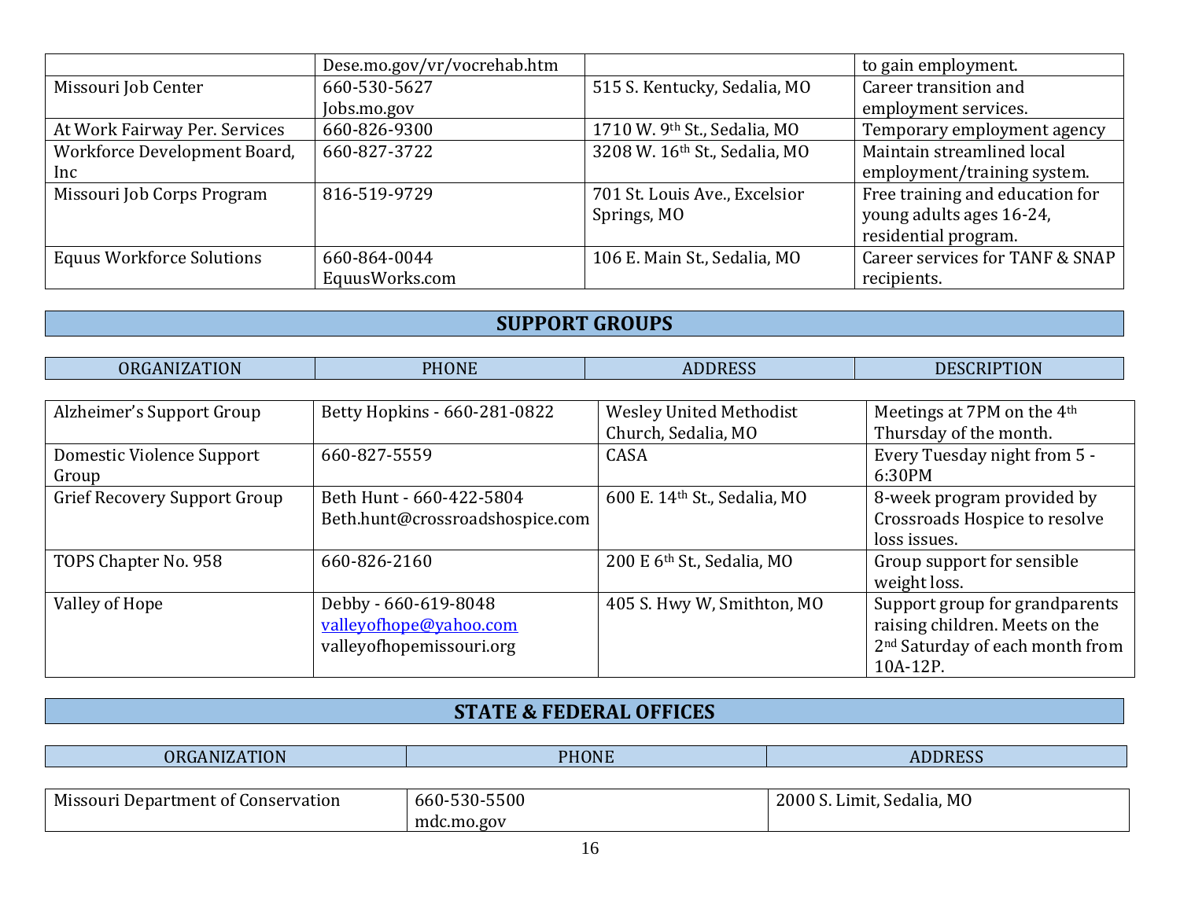|  | Dese.mo.gov/vr/vocrehab.htm |  | to gain employment. |
|---|---|---|---|
| Missouri Job Center | 660-530-5627 Jobs.mo.gov | 515 S. Kentucky, Sedalia, MO | Career transition and employment services. |
| At Work Fairway Per. Services | 660-826-9300 | 1710 W. 9th St., Sedalia, MO | Temporary employment agency |
| Workforce Development Board, Inc | 660-827-3722 | 3208 W. 16th St., Sedalia, MO | Maintain streamlined local employment/training system. |
| Missouri Job Corps Program | 816-519-9729 | 701 St. Louis Ave., Excelsior Springs, MO | Free training and education for young adults ages 16-24, residential program. |
| Equus Workforce Solutions | 660-864-0044 EquusWorks.com | 106 E. Main St., Sedalia, MO | Career services for TANF & SNAP recipients. |

## SUPPORT GROUPS

| ORGANIZATION | PHONE | ADDRESS | DESCRIPTION |
|---|---|---|---|
| Alzheimer's Support Group | Betty Hopkins - 660-281-0822 | Wesley United Methodist Church, Sedalia, MO | Meetings at 7PM on the 4th Thursday of the month. |
| Domestic Violence Support Group | 660-827-5559 | CASA | Every Tuesday night from 5 - 6:30PM |
| Grief Recovery Support Group | Beth Hunt - 660-422-5804 Beth.hunt@crossroadshospice.com | 600 E. 14th St., Sedalia, MO | 8-week program provided by Crossroads Hospice to resolve loss issues. |
| TOPS Chapter No. 958 | 660-826-2160 | 200 E 6th St., Sedalia, MO | Group support for sensible weight loss. |
| Valley of Hope | Debby - 660-619-8048 valleyofhope@yahoo.com valleyofhopemissouri.org | 405 S. Hwy W, Smithton, MO | Support group for grandparents raising children. Meets on the 2nd Saturday of each month from 10A-12P. |

## STATE & FEDERAL OFFICES

| ORGANIZATION | PHONE | ADDRESS |
|---|---|---|
| Missouri Department of Conservation | 660-530-5500 mdc.mo.gov | 2000 S. Limit, Sedalia, MO |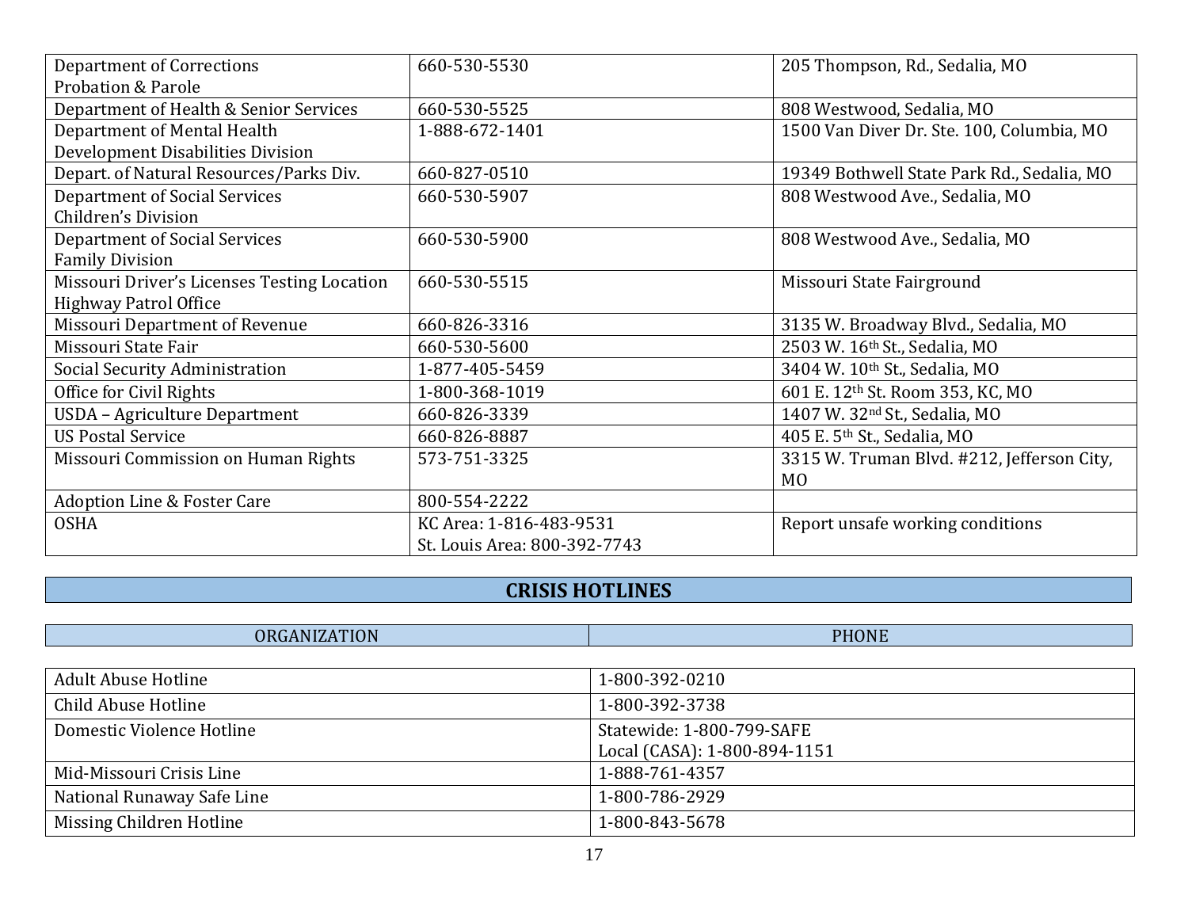| | | |
|---|---|---|
| Department of Corrections<br>Probation & Parole | 660-530-5530 | 205 Thompson, Rd., Sedalia, MO |
| Department of Health & Senior Services | 660-530-5525 | 808 Westwood, Sedalia, MO |
| Department of Mental Health<br>Development Disabilities Division | 1-888-672-1401 | 1500 Van Diver Dr. Ste. 100, Columbia, MO |
| Depart. of Natural Resources/Parks Div. | 660-827-0510 | 19349 Bothwell State Park Rd., Sedalia, MO |
| Department of Social Services<br>Children's Division | 660-530-5907 | 808 Westwood Ave., Sedalia, MO |
| Department of Social Services<br>Family Division | 660-530-5900 | 808 Westwood Ave., Sedalia, MO |
| Missouri Driver's Licenses Testing Location<br>Highway Patrol Office | 660-530-5515 | Missouri State Fairground |
| Missouri Department of Revenue | 660-826-3316 | 3135 W. Broadway Blvd., Sedalia, MO |
| Missouri State Fair | 660-530-5600 | 2503 W. 16th St., Sedalia, MO |
| Social Security Administration | 1-877-405-5459 | 3404 W. 10th St., Sedalia, MO |
| Office for Civil Rights | 1-800-368-1019 | 601 E. 12th St. Room 353, KC, MO |
| USDA – Agriculture Department | 660-826-3339 | 1407 W. 32nd St., Sedalia, MO |
| US Postal Service | 660-826-8887 | 405 E. 5th St., Sedalia, MO |
| Missouri Commission on Human Rights | 573-751-3325 | 3315 W. Truman Blvd. #212, Jefferson City, MO |
| Adoption Line & Foster Care | 800-554-2222 | |
| OSHA | KC Area: 1-816-483-9531<br>St. Louis Area: 800-392-7743 | Report unsafe working conditions |

## CRISIS HOTLINES

| ORGANIZATION | PHONE |
|---|---|
| Adult Abuse Hotline | 1-800-392-0210 |
| Child Abuse Hotline | 1-800-392-3738 |
| Domestic Violence Hotline | Statewide: 1-800-799-SAFE<br>Local (CASA): 1-800-894-1151 |
| Mid-Missouri Crisis Line | 1-888-761-4357 |
| National Runaway Safe Line | 1-800-786-2929 |
| Missing Children Hotline | 1-800-843-5678 |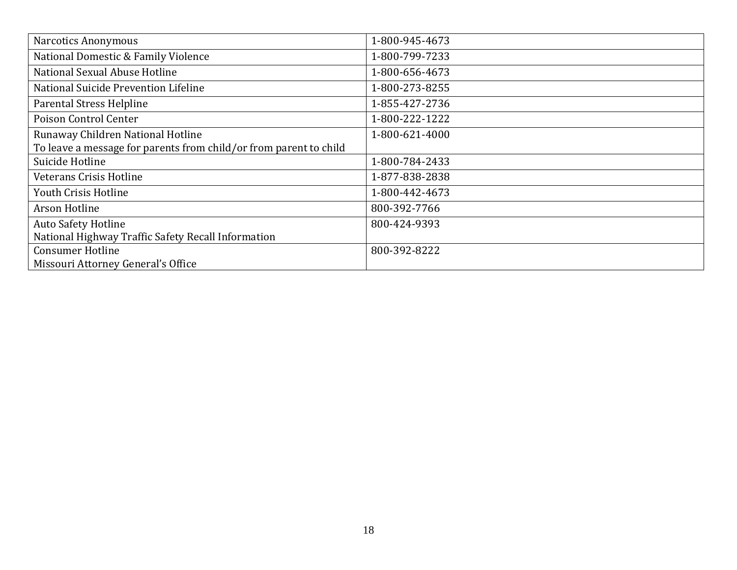| | |
|---|---|
| Narcotics Anonymous | 1-800-945-4673 |
| National Domestic & Family Violence | 1-800-799-7233 |
| National Sexual Abuse Hotline | 1-800-656-4673 |
| National Suicide Prevention Lifeline | 1-800-273-8255 |
| Parental Stress Helpline | 1-855-427-2736 |
| Poison Control Center | 1-800-222-1222 |
| Runaway Children National Hotline<br>To leave a message for parents from child/or from parent to child | 1-800-621-4000 |
| Suicide Hotline | 1-800-784-2433 |
| Veterans Crisis Hotline | 1-877-838-2838 |
| Youth Crisis Hotline | 1-800-442-4673 |
| Arson Hotline | 800-392-7766 |
| Auto Safety Hotline<br>National Highway Traffic Safety Recall Information | 800-424-9393 |
| Consumer Hotline<br>Missouri Attorney General's Office | 800-392-8222 |